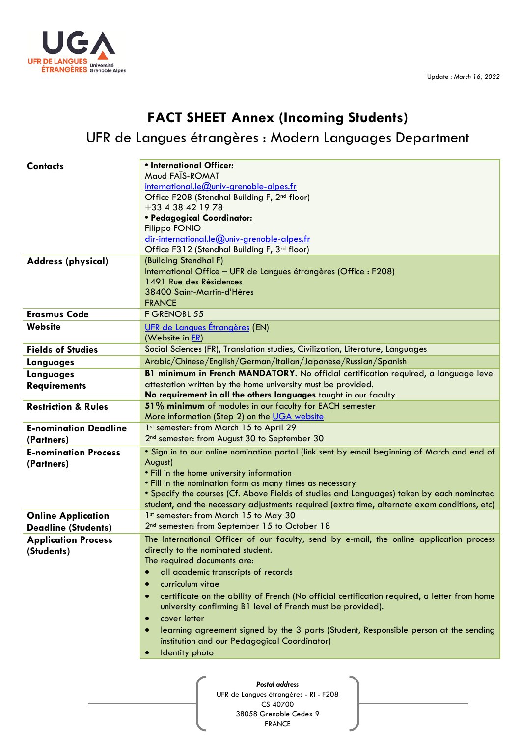Update : *March 16, 2022*

# FACT SHEET Annex (Incoming Students)

## UFR de Langues étrangères : Modern Languages Department

| | |
|---|---|
| **Contacts** | **• International Officer:** Maud FAÏS-ROMAT international.le@univ-grenoble-alpes.fr Office F208 (Stendhal Building F, 2nd floor) +33 4 38 42 19 78 **• Pedagogical Coordinator:** Filippo FONIO dir-international.le@univ-grenoble-alpes.fr Office F312 (Stendhal Building F, 3rd floor) |
| **Address (physical)** | (Building Stendhal F) International Office – UFR de Langues étrangères (Office : F208) 1491 Rue des Résidences 38400 Saint-Martin-d'Hères FRANCE |
| **Erasmus Code** | F GRENOBL 55 |
| **Website** | UFR de Langues Étrangères (EN) (Website in FR) |
| **Fields of Studies** | Social Sciences (FR), Translation studies, Civilization, Literature, Languages |
| **Languages** | Arabic/Chinese/English/German/Italian/Japanese/Russian/Spanish |
| **Languages Requirements** | **B1 minimum in French MANDATORY.** No official certification required, a language level attestation written by the home university must be provided. **No requirement in all the others languages** taught in our faculty |
| **Restriction & Rules** | **51% minimum** of modules in our faculty for EACH semester More information (Step 2) on the UGA website |
| **E-nomination Deadline (Partners)** | 1st semester: from March 15 to April 29 2nd semester: from August 30 to September 30 |
| **E-nomination Process (Partners)** | • Sign in to our online nomination portal (link sent by email beginning of March and end of August) • Fill in the home university information • Fill in the nomination form as many times as necessary • Specify the courses (Cf. Above Fields of studies and Languages) taken by each nominated student, and the necessary adjustments required (extra time, alternate exam conditions, etc) |
| **Online Application Deadline (Students)** | 1st semester: from March 15 to May 30 2nd semester: from September 15 to October 18 |
| **Application Process (Students)** | The International Officer of our faculty, send by e-mail, the online application process directly to the nominated student. The required documents are: • all academic transcripts of records • curriculum vitae • certificate on the ability of French (No official certification required, a letter from home university confirming B1 level of French must be provided). • cover letter • learning agreement signed by the 3 parts (Student, Responsible person at the sending institution and our Pedagogical Coordinator) • Identity photo |

*Postal address*
UFR de Langues étrangères - RI - F208
CS 40700
38058 Grenoble Cedex 9
FRANCE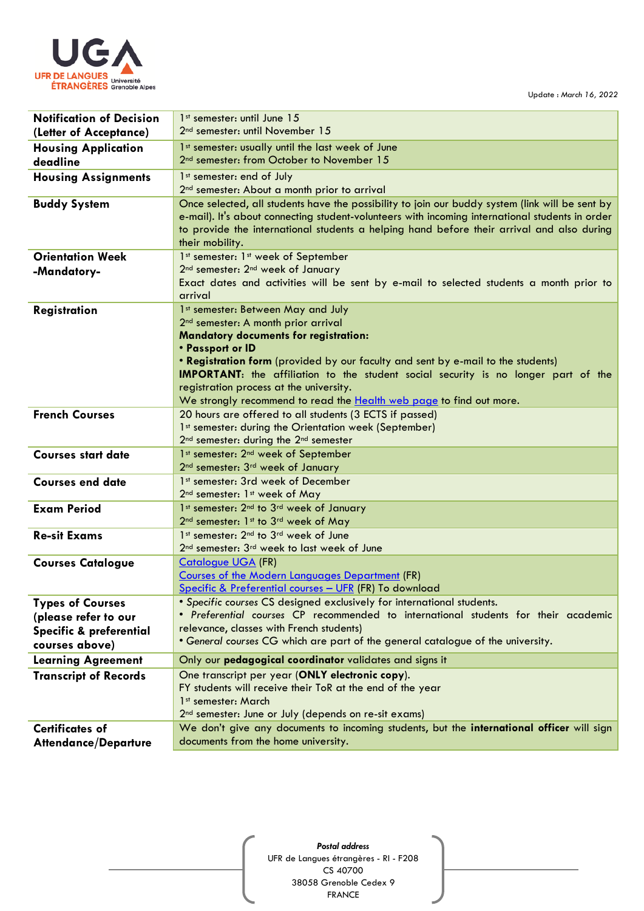UGA
UFR DE LANGUES ÉTRANGÈRES Université Grenoble Alpes

Update : *March 16, 2022*

| | |
|---|---|
| **Notification of Decision (Letter of Acceptance)** | 1st semester: until June 15<br>2nd semester: until November 15 |
| **Housing Application deadline** | 1st semester: usually until the last week of June<br>2nd semester: from October to November 15 |
| **Housing Assignments** | 1st semester: end of July<br>2nd semester: About a month prior to arrival |
| **Buddy System** | Once selected, all students have the possibility to join our buddy system (link will be sent by e-mail). It's about connecting student-volunteers with incoming international students in order to provide the international students a helping hand before their arrival and also during their mobility. |
| **Orientation Week -Mandatory-** | 1st semester: 1st week of September<br>2nd semester: 2nd week of January<br>Exact dates and activities will be sent by e-mail to selected students a month prior to arrival |
| **Registration** | 1st semester: Between May and July<br>2nd semester: A month prior arrival<br>**Mandatory documents for registration:**<br>• **Passport or ID**<br>• **Registration form** (provided by our faculty and sent by e-mail to the students)<br>**IMPORTANT**: the affiliation to the student social security is no longer part of the registration process at the university.<br>We strongly recommend to read the Health web page to find out more. |
| **French Courses** | 20 hours are offered to all students (3 ECTS if passed)<br>1st semester: during the Orientation week (September)<br>2nd semester: during the 2nd semester |
| **Courses start date** | 1st semester: 2nd week of September<br>2nd semester: 3rd week of January |
| **Courses end date** | 1st semester: 3rd week of December<br>2nd semester: 1st week of May |
| **Exam Period** | 1st semester: 2nd to 3rd week of January<br>2nd semester: 1st to 3rd week of May |
| **Re-sit Exams** | 1st semester: 2nd to 3rd week of June<br>2nd semester: 3rd week to last week of June |
| **Courses Catalogue** | Catalogue UGA (FR)<br>Courses of the Modern Languages Department (FR)<br>Specific & Preferential courses – UFR (FR) To download |
| **Types of Courses (please refer to our Specific & preferential courses above)** | • *Specific courses* CS designed exclusively for international students.<br>• *Preferential courses* CP recommended to international students for their academic relevance, classes with French students)<br>• *General courses* CG which are part of the general catalogue of the university. |
| **Learning Agreement** | Only our **pedagogical coordinator** validates and signs it |
| **Transcript of Records** | One transcript per year (**ONLY electronic copy**).<br>FY students will receive their ToR at the end of the year<br>1st semester: March<br>2nd semester: June or July (depends on re-sit exams) |
| **Certificates of Attendance/Departure** | We don't give any documents to incoming students, but the **international officer** will sign documents from the home university. |

*Postal address*
UFR de Langues étrangères - RI - F208
CS 40700
38058 Grenoble Cedex 9
FRANCE